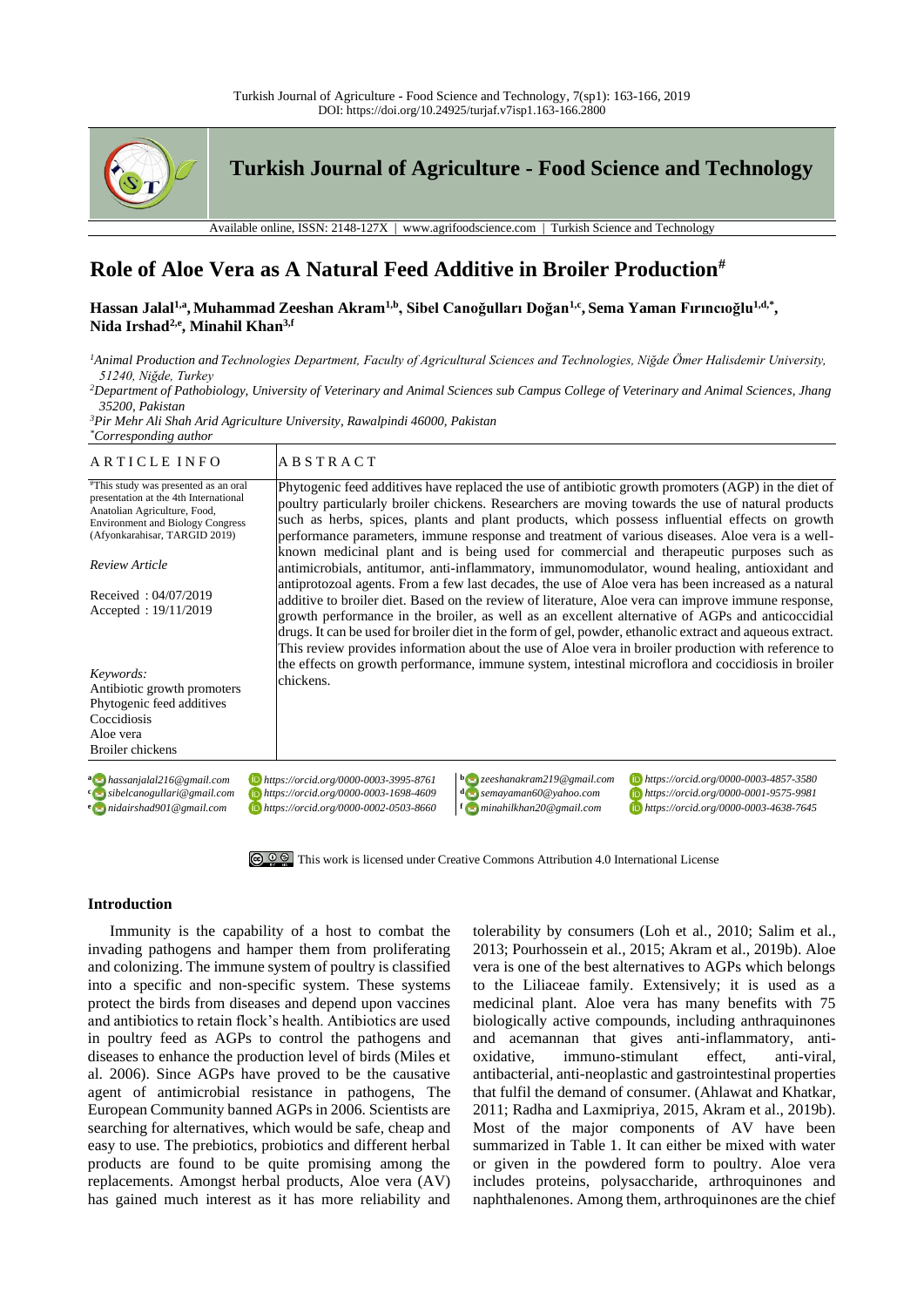# Role of Aloe Vera as A Natural Feed Additive in Broiler Production[#]

**Hassan Jalal[1,a], Muhammad Zeeshan Akram[1,b], Sibel Canoğulları Doğan[1,c], Sema Yaman Fırıncıoğlu[1,d,*], Nida Irshad[2,e], Minahil Khan[3,f]**

[1]*Animal Production and Technologies Department, Faculty of Agricultural Sciences and Technologies, Niğde Ömer Halisdemir University, 51240, Niğde, Turkey*
[2]*Department of Pathobiology, University of Veterinary and Animal Sciences sub Campus College of Veterinary and Animal Sciences, Jhang 35200, Pakistan*
[3]*Pir Mehr Ali Shah Arid Agriculture University, Rawalpindi 46000, Pakistan*
[*]*Corresponding author*

## ARTICLE INFO

[#]This study was presented as an oral presentation at the 4th International Anatolian Agriculture, Food, Environment and Biology Congress (Afyonkarahisar, TARGID 2019)

*Review Article*

Received : 04/07/2019
Accepted : 19/11/2019

*Keywords:*
Antibiotic growth promoters
Phytogenic feed additives
Coccidiosis
Aloe vera
Broiler chickens

## ABSTRACT

Phytogenic feed additives have replaced the use of antibiotic growth promoters (AGP) in the diet of poultry particularly broiler chickens. Researchers are moving towards the use of natural products such as herbs, spices, plants and plant products, which possess influential effects on growth performance parameters, immune response and treatment of various diseases. Aloe vera is a well-known medicinal plant and is being used for commercial and therapeutic purposes such as antimicrobials, antitumor, anti-inflammatory, immunomodulator, wound healing, antioxidant and antiprotozoal agents. From a few last decades, the use of Aloe vera has been increased as a natural additive to broiler diet. Based on the review of literature, Aloe vera can improve immune response, growth performance in the broiler, as well as an excellent alternative of AGPs and anticoccidial drugs. It can be used for broiler diet in the form of gel, powder, ethanolic extract and aqueous extract. This review provides information about the use of Aloe vera in broiler production with reference to the effects on growth performance, immune system, intestinal microflora and coccidiosis in broiler chickens.

[a] hassanjalal216@gmail.com https://orcid.org/0000-0003-3995-8761
[b] zeeshanakram219@gmail.com https://orcid.org/0000-0003-4857-3580
[c] sibelcanogullari@gmail.com https://orcid.org/0000-0003-1698-4609
[d] semayaman60@yahoo.com https://orcid.org/0000-0001-9575-9981
[e] nidairshad901@gmail.com https://orcid.org/0000-0002-0503-8660
[f] minahilkhan20@gmail.com https://orcid.org/0000-0003-4638-7645

This work is licensed under Creative Commons Attribution 4.0 International License

## Introduction

Immunity is the capability of a host to combat the invading pathogens and hamper them from proliferating and colonizing. The immune system of poultry is classified into a specific and non-specific system. These systems protect the birds from diseases and depend upon vaccines and antibiotics to retain flock's health. Antibiotics are used in poultry feed as AGPs to control the pathogens and diseases to enhance the production level of birds (Miles et al. 2006). Since AGPs have proved to be the causative agent of antimicrobial resistance in pathogens, The European Community banned AGPs in 2006. Scientists are searching for alternatives, which would be safe, cheap and easy to use. The prebiotics, probiotics and different herbal products are found to be quite promising among the replacements. Amongst herbal products, Aloe vera (AV) has gained much interest as it has more reliability and tolerability by consumers (Loh et al., 2010; Salim et al., 2013; Pourhossein et al., 2015; Akram et al., 2019b). Aloe vera is one of the best alternatives to AGPs which belongs to the Liliaceae family. Extensively; it is used as a medicinal plant. Aloe vera has many benefits with 75 biologically active compounds, including anthraquinones and acemannan that gives anti-inflammatory, anti-oxidative, immuno-stimulant effect, anti-viral, antibacterial, anti-neoplastic and gastrointestinal properties that fulfil the demand of consumer. (Ahlawat and Khatkar, 2011; Radha and Laxmipriya, 2015, Akram et al., 2019b). Most of the major components of AV have been summarized in Table 1. It can either be mixed with water or given in the powdered form to poultry. Aloe vera includes proteins, polysaccharide, arthroquinones and naphthalenones. Among them, arthroquinones are the chief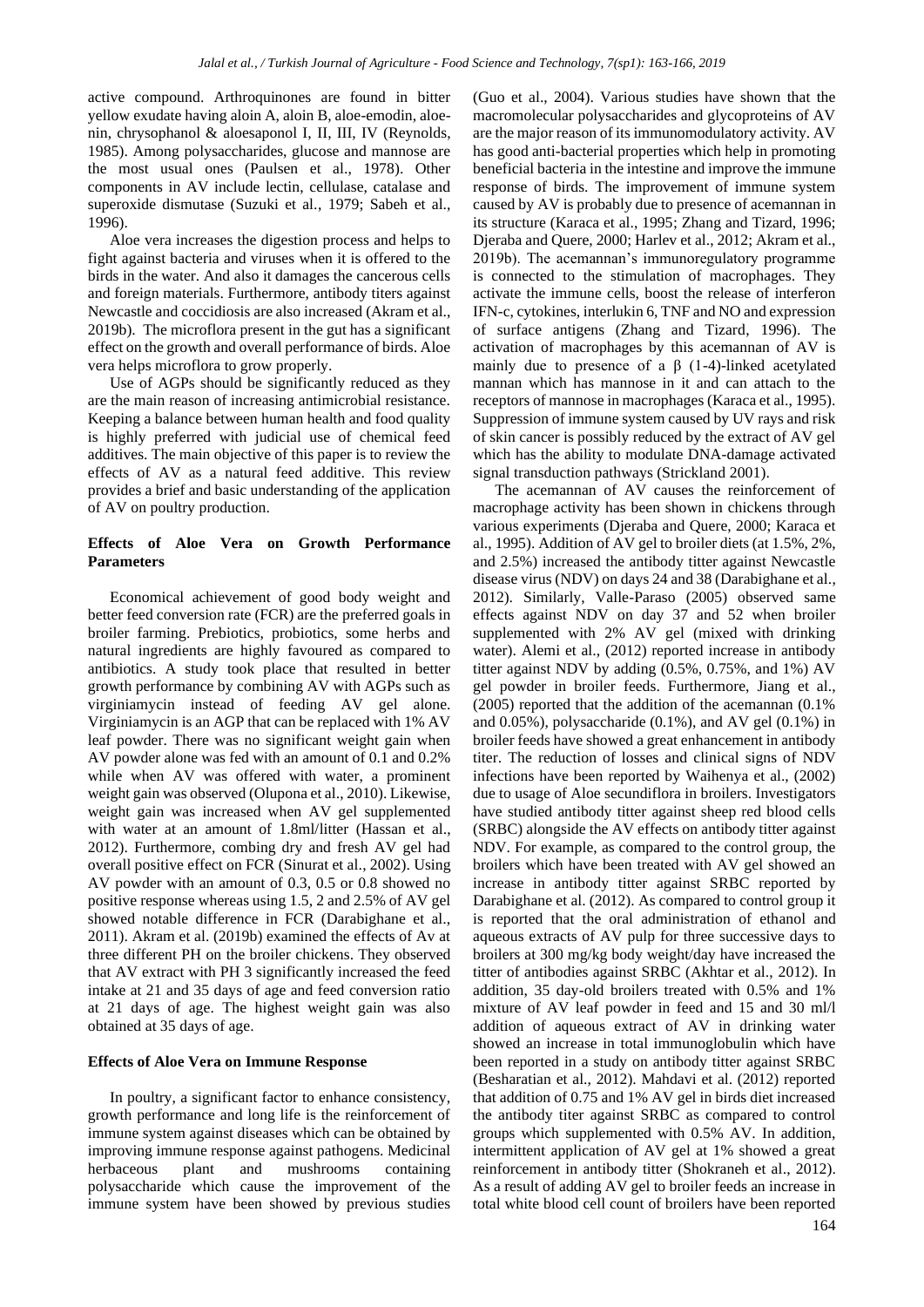active compound. Arthroquinones are found in bitter yellow exudate having aloin A, aloin B, aloe-emodin, aloe-nin, chrysophanol & aloesaponol I, II, III, IV (Reynolds, 1985). Among polysaccharides, glucose and mannose are the most usual ones (Paulsen et al., 1978). Other components in AV include lectin, cellulase, catalase and superoxide dismutase (Suzuki et al., 1979; Sabeh et al., 1996).

Aloe vera increases the digestion process and helps to fight against bacteria and viruses when it is offered to the birds in the water. And also it damages the cancerous cells and foreign materials. Furthermore, antibody titers against Newcastle and coccidiosis are also increased (Akram et al., 2019b). The microflora present in the gut has a significant effect on the growth and overall performance of birds. Aloe vera helps microflora to grow properly.

Use of AGPs should be significantly reduced as they are the main reason of increasing antimicrobial resistance. Keeping a balance between human health and food quality is highly preferred with judicial use of chemical feed additives. The main objective of this paper is to review the effects of AV as a natural feed additive. This review provides a brief and basic understanding of the application of AV on poultry production.

## Effects of Aloe Vera on Growth Performance Parameters

Economical achievement of good body weight and better feed conversion rate (FCR) are the preferred goals in broiler farming. Prebiotics, probiotics, some herbs and natural ingredients are highly favoured as compared to antibiotics. A study took place that resulted in better growth performance by combining AV with AGPs such as virginiamycin instead of feeding AV gel alone. Virginiamycin is an AGP that can be replaced with 1% AV leaf powder. There was no significant weight gain when AV powder alone was fed with an amount of 0.1 and 0.2% while when AV was offered with water, a prominent weight gain was observed (Olupona et al., 2010). Likewise, weight gain was increased when AV gel supplemented with water at an amount of 1.8ml/litter (Hassan et al., 2012). Furthermore, combing dry and fresh AV gel had overall positive effect on FCR (Sinurat et al., 2002). Using AV powder with an amount of 0.3, 0.5 or 0.8 showed no positive response whereas using 1.5, 2 and 2.5% of AV gel showed notable difference in FCR (Darabighane et al., 2011). Akram et al. (2019b) examined the effects of Av at three different PH on the broiler chickens. They observed that AV extract with PH 3 significantly increased the feed intake at 21 and 35 days of age and feed conversion ratio at 21 days of age. The highest weight gain was also obtained at 35 days of age.

## Effects of Aloe Vera on Immune Response

In poultry, a significant factor to enhance consistency, growth performance and long life is the reinforcement of immune system against diseases which can be obtained by improving immune response against pathogens. Medicinal herbaceous plant and mushrooms containing polysaccharide which cause the improvement of the immune system have been showed by previous studies (Guo et al., 2004). Various studies have shown that the macromolecular polysaccharides and glycoproteins of AV are the major reason of its immunomodulatory activity. AV has good anti-bacterial properties which help in promoting beneficial bacteria in the intestine and improve the immune response of birds. The improvement of immune system caused by AV is probably due to presence of acemannan in its structure (Karaca et al., 1995; Zhang and Tizard, 1996; Djeraba and Quere, 2000; Harlev et al., 2012; Akram et al., 2019b). The acemannan's immunoregulatory programme is connected to the stimulation of macrophages. They activate the immune cells, boost the release of interferon IFN-c, cytokines, interlukin 6, TNF and NO and expression of surface antigens (Zhang and Tizard, 1996). The activation of macrophages by this acemannan of AV is mainly due to presence of a β (1-4)-linked acetylated mannan which has mannose in it and can attach to the receptors of mannose in macrophages (Karaca et al., 1995). Suppression of immune system caused by UV rays and risk of skin cancer is possibly reduced by the extract of AV gel which has the ability to modulate DNA-damage activated signal transduction pathways (Strickland 2001).

The acemannan of AV causes the reinforcement of macrophage activity has been shown in chickens through various experiments (Djeraba and Quere, 2000; Karaca et al., 1995). Addition of AV gel to broiler diets (at 1.5%, 2%, and 2.5%) increased the antibody titter against Newcastle disease virus (NDV) on days 24 and 38 (Darabighane et al., 2012). Similarly, Valle-Paraso (2005) observed same effects against NDV on day 37 and 52 when broiler supplemented with 2% AV gel (mixed with drinking water). Alemi et al., (2012) reported increase in antibody titter against NDV by adding (0.5%, 0.75%, and 1%) AV gel powder in broiler feeds. Furthermore, Jiang et al., (2005) reported that the addition of the acemannan (0.1% and 0.05%), polysaccharide (0.1%), and AV gel (0.1%) in broiler feeds have showed a great enhancement in antibody titer. The reduction of losses and clinical signs of NDV infections have been reported by Waihenya et al., (2002) due to usage of Aloe secundiflora in broilers. Investigators have studied antibody titter against sheep red blood cells (SRBC) alongside the AV effects on antibody titter against NDV. For example, as compared to the control group, the broilers which have been treated with AV gel showed an increase in antibody titter against SRBC reported by Darabighane et al. (2012). As compared to control group it is reported that the oral administration of ethanol and aqueous extracts of AV pulp for three successive days to broilers at 300 mg/kg body weight/day have increased the titter of antibodies against SRBC (Akhtar et al., 2012). In addition, 35 day-old broilers treated with 0.5% and 1% mixture of AV leaf powder in feed and 15 and 30 ml/l addition of aqueous extract of AV in drinking water showed an increase in total immunoglobulin which have been reported in a study on antibody titter against SRBC (Besharatian et al., 2012). Mahdavi et al. (2012) reported that addition of 0.75 and 1% AV gel in birds diet increased the antibody titer against SRBC as compared to control groups which supplemented with 0.5% AV. In addition, intermittent application of AV gel at 1% showed a great reinforcement in antibody titter (Shokraneh et al., 2012). As a result of adding AV gel to broiler feeds an increase in total white blood cell count of broilers have been reported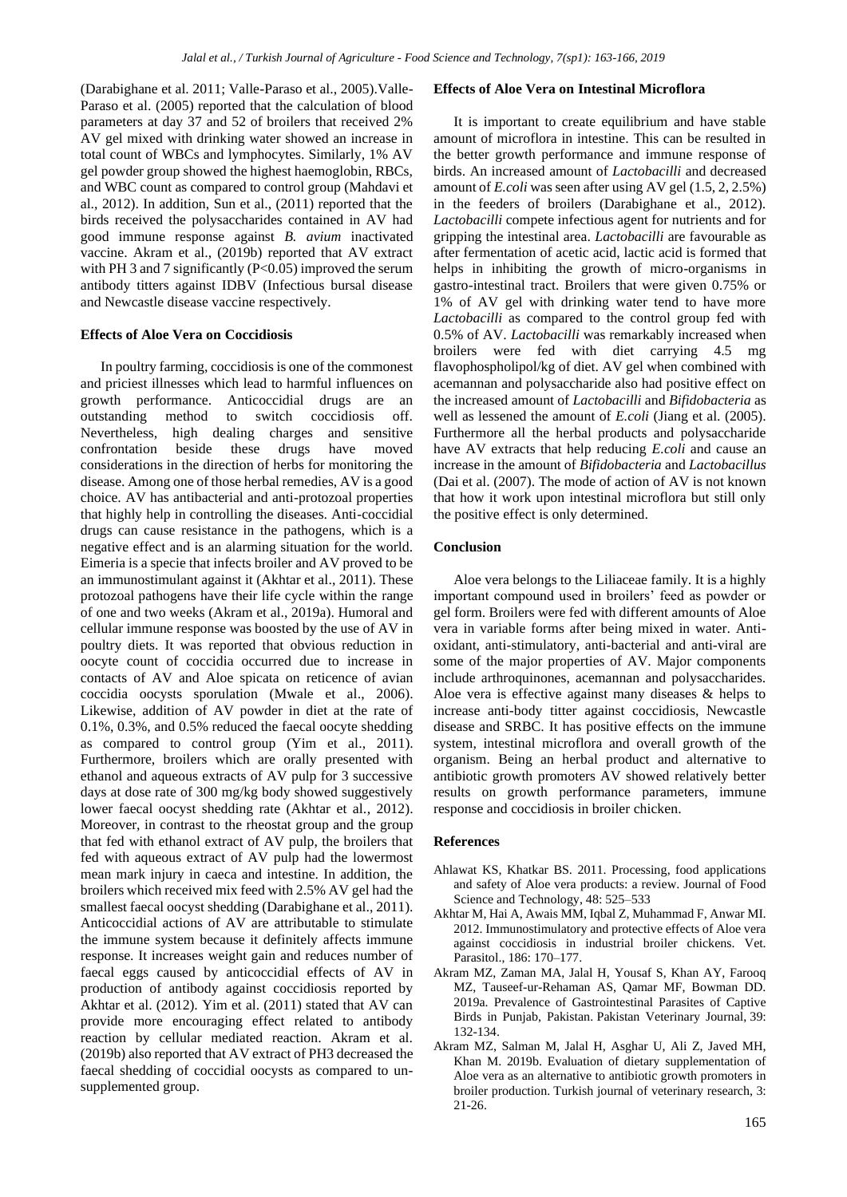(Darabighane et al. 2011; Valle-Paraso et al., 2005).Valle-Paraso et al. (2005) reported that the calculation of blood parameters at day 37 and 52 of broilers that received 2% AV gel mixed with drinking water showed an increase in total count of WBCs and lymphocytes. Similarly, 1% AV gel powder group showed the highest haemoglobin, RBCs, and WBC count as compared to control group (Mahdavi et al., 2012). In addition, Sun et al., (2011) reported that the birds received the polysaccharides contained in AV had good immune response against *B. avium* inactivated vaccine. Akram et al., (2019b) reported that AV extract with PH 3 and 7 significantly (P<0.05) improved the serum antibody titters against IDBV (Infectious bursal disease and Newcastle disease vaccine respectively.

**Effects of Aloe Vera on Coccidiosis**

In poultry farming, coccidiosis is one of the commonest and priciest illnesses which lead to harmful influences on growth performance. Anticoccidial drugs are an outstanding method to switch coccidiosis off. Nevertheless, high dealing charges and sensitive confrontation beside these drugs have moved considerations in the direction of herbs for monitoring the disease. Among one of those herbal remedies, AV is a good choice. AV has antibacterial and anti-protozoal properties that highly help in controlling the diseases. Anti-coccidial drugs can cause resistance in the pathogens, which is a negative effect and is an alarming situation for the world. Eimeria is a specie that infects broiler and AV proved to be an immunostimulant against it (Akhtar et al., 2011). These protozoal pathogens have their life cycle within the range of one and two weeks (Akram et al., 2019a). Humoral and cellular immune response was boosted by the use of AV in poultry diets. It was reported that obvious reduction in oocyte count of coccidia occurred due to increase in contacts of AV and Aloe spicata on reticence of avian coccidia oocysts sporulation (Mwale et al., 2006). Likewise, addition of AV powder in diet at the rate of 0.1%, 0.3%, and 0.5% reduced the faecal oocyte shedding as compared to control group (Yim et al., 2011). Furthermore, broilers which are orally presented with ethanol and aqueous extracts of AV pulp for 3 successive days at dose rate of 300 mg/kg body showed suggestively lower faecal oocyst shedding rate (Akhtar et al., 2012). Moreover, in contrast to the rheostat group and the group that fed with ethanol extract of AV pulp, the broilers that fed with aqueous extract of AV pulp had the lowermost mean mark injury in caeca and intestine. In addition, the broilers which received mix feed with 2.5% AV gel had the smallest faecal oocyst shedding (Darabighane et al., 2011). Anticoccidial actions of AV are attributable to stimulate the immune system because it definitely affects immune response. It increases weight gain and reduces number of faecal eggs caused by anticoccidial effects of AV in production of antibody against coccidiosis reported by Akhtar et al. (2012). Yim et al. (2011) stated that AV can provide more encouraging effect related to antibody reaction by cellular mediated reaction. Akram et al. (2019b) also reported that AV extract of PH3 decreased the faecal shedding of coccidial oocysts as compared to un-supplemented group.

**Effects of Aloe Vera on Intestinal Microflora**

It is important to create equilibrium and have stable amount of microflora in intestine. This can be resulted in the better growth performance and immune response of birds. An increased amount of *Lactobacilli* and decreased amount of *E.coli* was seen after using AV gel (1.5, 2, 2.5%) in the feeders of broilers (Darabighane et al., 2012). *Lactobacilli* compete infectious agent for nutrients and for gripping the intestinal area. *Lactobacilli* are favourable as after fermentation of acetic acid, lactic acid is formed that helps in inhibiting the growth of micro-organisms in gastro-intestinal tract. Broilers that were given 0.75% or 1% of AV gel with drinking water tend to have more *Lactobacilli* as compared to the control group fed with 0.5% of AV. *Lactobacilli* was remarkably increased when broilers were fed with diet carrying 4.5 mg flavophospholipol/kg of diet. AV gel when combined with acemannan and polysaccharide also had positive effect on the increased amount of *Lactobacilli* and *Bifidobacteria* as well as lessened the amount of *E.coli* (Jiang et al. (2005). Furthermore all the herbal products and polysaccharide have AV extracts that help reducing *E.coli* and cause an increase in the amount of *Bifidobacteria* and *Lactobacillus* (Dai et al. (2007). The mode of action of AV is not known that how it work upon intestinal microflora but still only the positive effect is only determined.

**Conclusion**

Aloe vera belongs to the Liliaceae family. It is a highly important compound used in broilers' feed as powder or gel form. Broilers were fed with different amounts of Aloe vera in variable forms after being mixed in water. Anti-oxidant, anti-stimulatory, anti-bacterial and anti-viral are some of the major properties of AV. Major components include arthroquinones, acemannan and polysaccharides. Aloe vera is effective against many diseases & helps to increase anti-body titter against coccidiosis, Newcastle disease and SRBC. It has positive effects on the immune system, intestinal microflora and overall growth of the organism. Being an herbal product and alternative to antibiotic growth promoters AV showed relatively better results on growth performance parameters, immune response and coccidiosis in broiler chicken.

**References**

Ahlawat KS, Khatkar BS. 2011. Processing, food applications and safety of Aloe vera products: a review. Journal of Food Science and Technology, 48: 525–533

Akhtar M, Hai A, Awais MM, Iqbal Z, Muhammad F, Anwar MI. 2012. Immunostimulatory and protective effects of Aloe vera against coccidiosis in industrial broiler chickens. Vet. Parasitol., 186: 170–177.

Akram MZ, Zaman MA, Jalal H, Yousaf S, Khan AY, Farooq MZ, Tauseef-ur-Rehaman AS, Qamar MF, Bowman DD. 2019a. Prevalence of Gastrointestinal Parasites of Captive Birds in Punjab, Pakistan. Pakistan Veterinary Journal, 39: 132-134.

Akram MZ, Salman M, Jalal H, Asghar U, Ali Z, Javed MH, Khan M. 2019b. Evaluation of dietary supplementation of Aloe vera as an alternative to antibiotic growth promoters in broiler production. Turkish journal of veterinary research, 3: 21-26.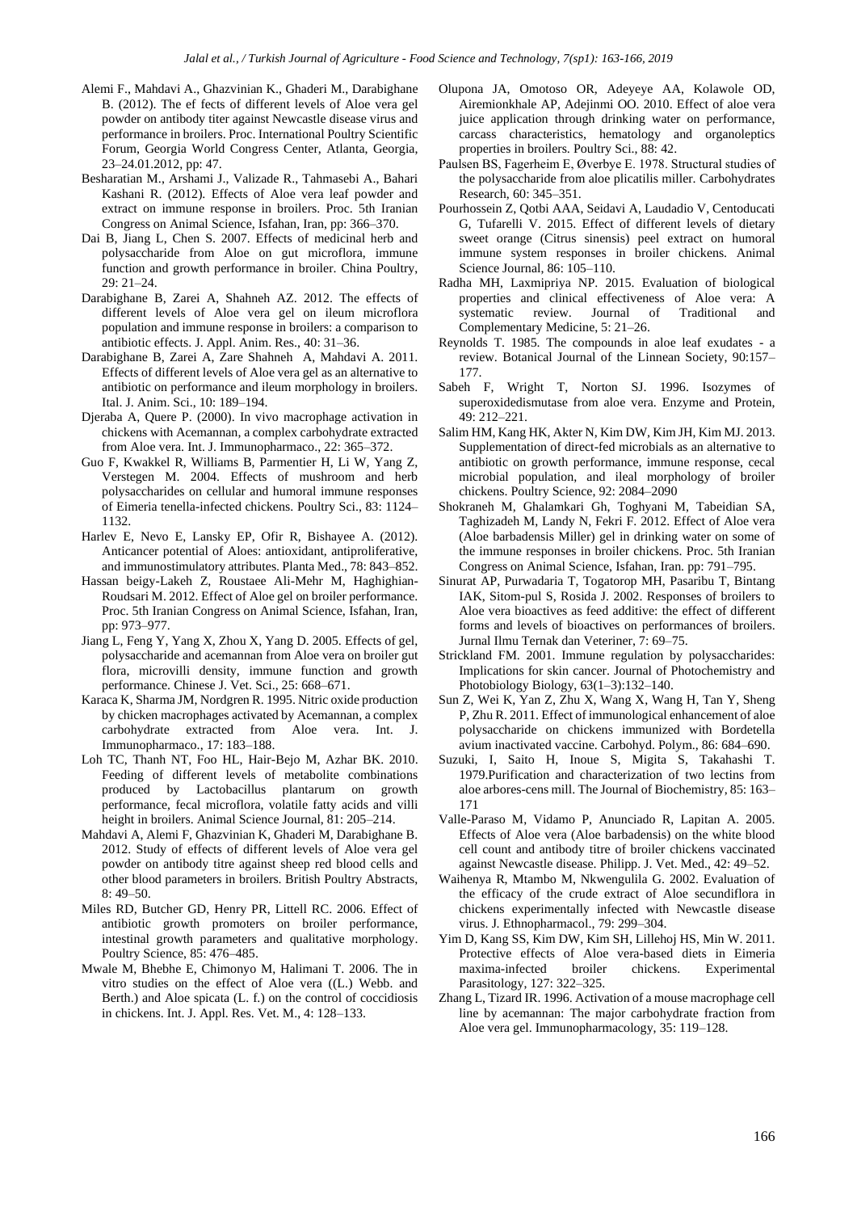Alemi F., Mahdavi A., Ghazvinian K., Ghaderi M., Darabighane B. (2012). The ef fects of different levels of Aloe vera gel powder on antibody titer against Newcastle disease virus and performance in broilers. Proc. International Poultry Scientific Forum, Georgia World Congress Center, Atlanta, Georgia, 23–24.01.2012, pp: 47.

Besharatian M., Arshami J., Valizade R., Tahmasebi A., Bahari Kashani R. (2012). Effects of Aloe vera leaf powder and extract on immune response in broilers. Proc. 5th Iranian Congress on Animal Science, Isfahan, Iran, pp: 366–370.

Dai B, Jiang L, Chen S. 2007. Effects of medicinal herb and polysaccharide from Aloe on gut microflora, immune function and growth performance in broiler. China Poultry, 29: 21–24.

Darabighane B, Zarei A, Shahneh AZ. 2012. The effects of different levels of Aloe vera gel on ileum microflora population and immune response in broilers: a comparison to antibiotic effects. J. Appl. Anim. Res., 40: 31–36.

Darabighane B, Zarei A, Zare Shahneh A, Mahdavi A. 2011. Effects of different levels of Aloe vera gel as an alternative to antibiotic on performance and ileum morphology in broilers. Ital. J. Anim. Sci., 10: 189–194.

Djeraba A, Quere P. (2000). In vivo macrophage activation in chickens with Acemannan, a complex carbohydrate extracted from Aloe vera. Int. J. Immunopharmaco., 22: 365–372.

Guo F, Kwakkel R, Williams B, Parmentier H, Li W, Yang Z, Verstegen M. 2004. Effects of mushroom and herb polysaccharides on cellular and humoral immune responses of Eimeria tenella-infected chickens. Poultry Sci., 83: 1124–1132.

Harlev E, Nevo E, Lansky EP, Ofir R, Bishayee A. (2012). Anticancer potential of Aloes: antioxidant, antiproliferative, and immunostimulatory attributes. Planta Med., 78: 843–852.

Hassan beigy-Lakeh Z, Roustaee Ali-Mehr M, Haghighian-Roudsari M. 2012. Effect of Aloe gel on broiler performance. Proc. 5th Iranian Congress on Animal Science, Isfahan, Iran, pp: 973–977.

Jiang L, Feng Y, Yang X, Zhou X, Yang D. 2005. Effects of gel, polysaccharide and acemannan from Aloe vera on broiler gut flora, microvilli density, immune function and growth performance. Chinese J. Vet. Sci., 25: 668–671.

Karaca K, Sharma JM, Nordgren R. 1995. Nitric oxide production by chicken macrophages activated by Acemannan, a complex carbohydrate extracted from Aloe vera. Int. J. Immunopharmaco., 17: 183–188.

Loh TC, Thanh NT, Foo HL, Hair-Bejo M, Azhar BK. 2010. Feeding of different levels of metabolite combinations produced by Lactobacillus plantarum on growth performance, fecal microflora, volatile fatty acids and villi height in broilers. Animal Science Journal, 81: 205–214.

Mahdavi A, Alemi F, Ghazvinian K, Ghaderi M, Darabighane B. 2012. Study of effects of different levels of Aloe vera gel powder on antibody titre against sheep red blood cells and other blood parameters in broilers. British Poultry Abstracts, 8: 49–50.

Miles RD, Butcher GD, Henry PR, Littell RC. 2006. Effect of antibiotic growth promoters on broiler performance, intestinal growth parameters and qualitative morphology. Poultry Science, 85: 476–485.

Mwale M, Bhebhe E, Chimonyo M, Halimani T. 2006. The in vitro studies on the effect of Aloe vera ((L.) Webb. and Berth.) and Aloe spicata (L. f.) on the control of coccidiosis in chickens. Int. J. Appl. Res. Vet. M., 4: 128–133.

Olupona JA, Omotoso OR, Adeyeye AA, Kolawole OD, Airemionkhale AP, Adejinmi OO. 2010. Effect of aloe vera juice application through drinking water on performance, carcass characteristics, hematology and organoleptics properties in broilers. Poultry Sci., 88: 42.

Paulsen BS, Fagerheim E, Øverbye E. 1978. Structural studies of the polysaccharide from aloe plicatilis miller. Carbohydrates Research, 60: 345–351.

Pourhossein Z, Qotbi AAA, Seidavi A, Laudadio V, Centoducati G, Tufarelli V. 2015. Effect of different levels of dietary sweet orange (Citrus sinensis) peel extract on humoral immune system responses in broiler chickens. Animal Science Journal, 86: 105–110.

Radha MH, Laxmipriya NP. 2015. Evaluation of biological properties and clinical effectiveness of Aloe vera: A systematic review. Journal of Traditional and Complementary Medicine, 5: 21–26.

Reynolds T. 1985. The compounds in aloe leaf exudates - a review. Botanical Journal of the Linnean Society, 90:157–177.

Sabeh F, Wright T, Norton SJ. 1996. Isozymes of superoxidedismutase from aloe vera. Enzyme and Protein, 49: 212–221.

Salim HM, Kang HK, Akter N, Kim DW, Kim JH, Kim MJ. 2013. Supplementation of direct-fed microbials as an alternative to antibiotic on growth performance, immune response, cecal microbial population, and ileal morphology of broiler chickens. Poultry Science, 92: 2084–2090

Shokraneh M, Ghalamkari Gh, Toghyani M, Tabeidian SA, Taghizadeh M, Landy N, Fekri F. 2012. Effect of Aloe vera (Aloe barbadensis Miller) gel in drinking water on some of the immune responses in broiler chickens. Proc. 5th Iranian Congress on Animal Science, Isfahan, Iran. pp: 791–795.

Sinurat AP, Purwadaria T, Togatorop MH, Pasaribu T, Bintang IAK, Sitom-pul S, Rosida J. 2002. Responses of broilers to Aloe vera bioactives as feed additive: the effect of different forms and levels of bioactives on performances of broilers. Jurnal Ilmu Ternak dan Veteriner, 7: 69–75.

Strickland FM. 2001. Immune regulation by polysaccharides: Implications for skin cancer. Journal of Photochemistry and Photobiology Biology, 63(1–3):132–140.

Sun Z, Wei K, Yan Z, Zhu X, Wang X, Wang H, Tan Y, Sheng P, Zhu R. 2011. Effect of immunological enhancement of aloe polysaccharide on chickens immunized with Bordetella avium inactivated vaccine. Carbohyd. Polym., 86: 684–690.

Suzuki, I, Saito H, Inoue S, Migita S, Takahashi T. 1979.Purification and characterization of two lectins from aloe arbores-cens mill. The Journal of Biochemistry, 85: 163–171

Valle-Paraso M, Vidamo P, Anunciado R, Lapitan A. 2005. Effects of Aloe vera (Aloe barbadensis) on the white blood cell count and antibody titre of broiler chickens vaccinated against Newcastle disease. Philipp. J. Vet. Med., 42: 49–52.

Waihenya R, Mtambo M, Nkwengulila G. 2002. Evaluation of the efficacy of the crude extract of Aloe secundiflora in chickens experimentally infected with Newcastle disease virus. J. Ethnopharmacol., 79: 299–304.

Yim D, Kang SS, Kim DW, Kim SH, Lillehoj HS, Min W. 2011. Protective effects of Aloe vera-based diets in Eimeria maxima-infected broiler chickens. Experimental Parasitology, 127: 322–325.

Zhang L, Tizard IR. 1996. Activation of a mouse macrophage cell line by acemannan: The major carbohydrate fraction from Aloe vera gel. Immunopharmacology, 35: 119–128.